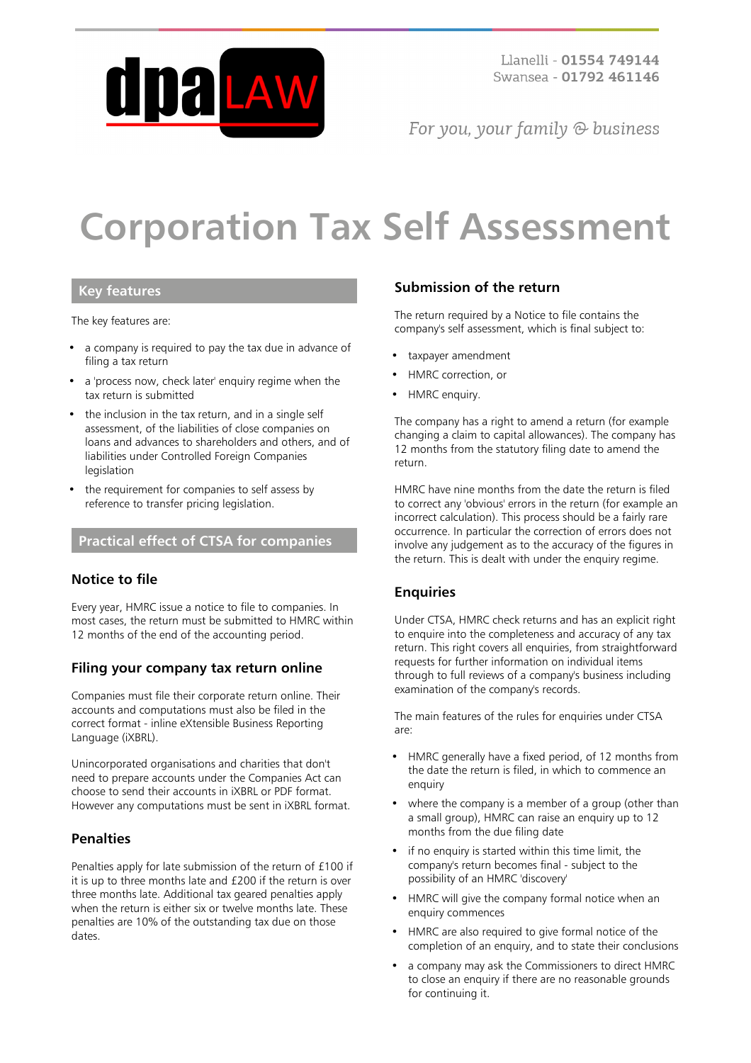# Corporation Tax Self Assessment

## Key features

The key features are:

- a company is required to pay the tax due in advance of filing a tax return
- a 'process now, check later' enquiry regime when the tax return is submitted
- the inclusion in the tax return, and in a single self assessment, of the liabilities of close companies on loans and advances to shareholders and others, and of liabilities under Controlled Foreign Companies legislation
- the requirement for companies to self assess by reference to transfer pricing legislation.

## Practical effect of CTSA for companies

### Notice to file

Every year, HMRC issue a notice to file to companies. In most cases, the return must be submitted to HMRC within 12 months of the end of the accounting period.

### Filing your company tax return online

Companies must file their corporate return online. Their accounts and computations must also be filed in the correct format - inline eXtensible Business Reporting Language (iXBRL).

Unincorporated organisations and charities that don't need to prepare accounts under the Companies Act can choose to send their accounts in iXBRL or PDF format. However any computations must be sent in iXBRL format.

### Penalties

Penalties apply for late submission of the return of £100 if it is up to three months late and £200 if the return is over three months late. Additional tax geared penalties apply when the return is either six or twelve months late. These penalties are 10% of the outstanding tax due on those dates.

### Submission of the return

The return required by a Notice to file contains the company's self assessment, which is final subject to:

- taxpayer amendment
- HMRC correction, or
- HMRC enquiry.

The company has a right to amend a return (for example changing a claim to capital allowances). The company has 12 months from the statutory filing date to amend the return.

HMRC have nine months from the date the return is filed to correct any 'obvious' errors in the return (for example an incorrect calculation). This process should be a fairly rare occurrence. In particular the correction of errors does not involve any judgement as to the accuracy of the figures in the return. This is dealt with under the enquiry regime.

### Enquiries

Under CTSA, HMRC check returns and has an explicit right to enquire into the completeness and accuracy of any tax return. This right covers all enquiries, from straightforward requests for further information on individual items through to full reviews of a company's business including examination of the company's records.

The main features of the rules for enquiries under CTSA are:

- HMRC generally have a fixed period, of 12 months from the date the return is filed, in which to commence an enquiry
- where the company is a member of a group (other than a small group), HMRC can raise an enquiry up to 12 months from the due filing date
- if no enquiry is started within this time limit, the company's return becomes final - subject to the possibility of an HMRC 'discovery'
- HMRC will give the company formal notice when an enquiry commences
- HMRC are also required to give formal notice of the completion of an enquiry, and to state their conclusions
- a company may ask the Commissioners to direct HMRC to close an enquiry if there are no reasonable grounds for continuing it.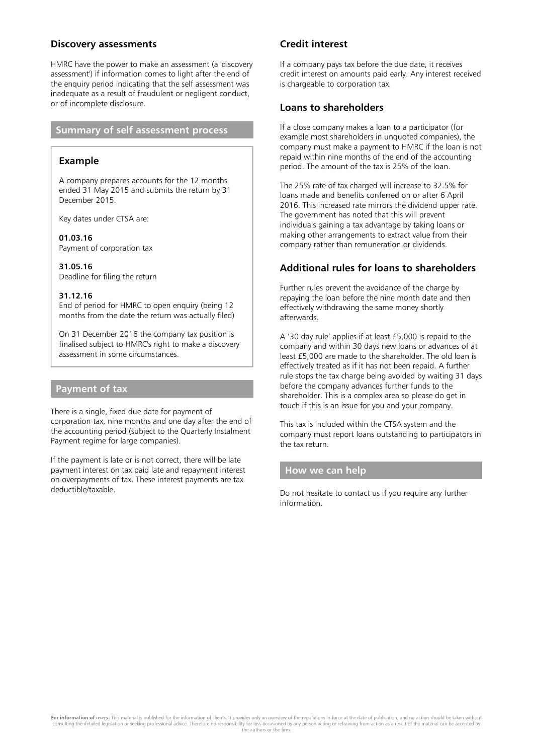### Discovery assessments

HMRC have the power to make an assessment (a 'discovery assessment') if information comes to light after the end of the enquiry period indicating that the self assessment was inadequate as a result of fraudulent or negligent conduct, or of incomplete disclosure.

## Summary of self assessment process

### Example

A company prepares accounts for the 12 months ended 31 May 2015 and submits the return by 31 December 2015.

Key dates under CTSA are:

**01.03.16**
Payment of corporation tax

**31.05.16**
Deadline for filing the return

**31.12.16**
End of period for HMRC to open enquiry (being 12 months from the date the return was actually filed)

On 31 December 2016 the company tax position is finalised subject to HMRC's right to make a discovery assessment in some circumstances.

## Payment of tax

There is a single, fixed due date for payment of corporation tax, nine months and one day after the end of the accounting period (subject to the Quarterly Instalment Payment regime for large companies).

If the payment is late or is not correct, there will be late payment interest on tax paid late and repayment interest on overpayments of tax. These interest payments are tax deductible/taxable.

### Credit interest

If a company pays tax before the due date, it receives credit interest on amounts paid early. Any interest received is chargeable to corporation tax.

### Loans to shareholders

If a close company makes a loan to a participator (for example most shareholders in unquoted companies), the company must make a payment to HMRC if the loan is not repaid within nine months of the end of the accounting period. The amount of the tax is 25% of the loan.

The 25% rate of tax charged will increase to 32.5% for loans made and benefits conferred on or after 6 April 2016. This increased rate mirrors the dividend upper rate. The government has noted that this will prevent individuals gaining a tax advantage by taking loans or making other arrangements to extract value from their company rather than remuneration or dividends.

### Additional rules for loans to shareholders

Further rules prevent the avoidance of the charge by repaying the loan before the nine month date and then effectively withdrawing the same money shortly afterwards.

A '30 day rule' applies if at least £5,000 is repaid to the company and within 30 days new loans or advances of at least £5,000 are made to the shareholder. The old loan is effectively treated as if it has not been repaid. A further rule stops the tax charge being avoided by waiting 31 days before the company advances further funds to the shareholder. This is a complex area so please do get in touch if this is an issue for you and your company.

This tax is included within the CTSA system and the company must report loans outstanding to participators in the tax return.

## How we can help

Do not hesitate to contact us if you require any further information.

**For information of users:** This material is published for the information of clients. It provides only an overview of the regulations in force at the date of publication, and no action should be taken without consulting the detailed legislation or seeking professional advice. Therefore no responsibility for loss occasioned by any person acting or refraining from action as a result of the material can be accepted by the authors or the firm.